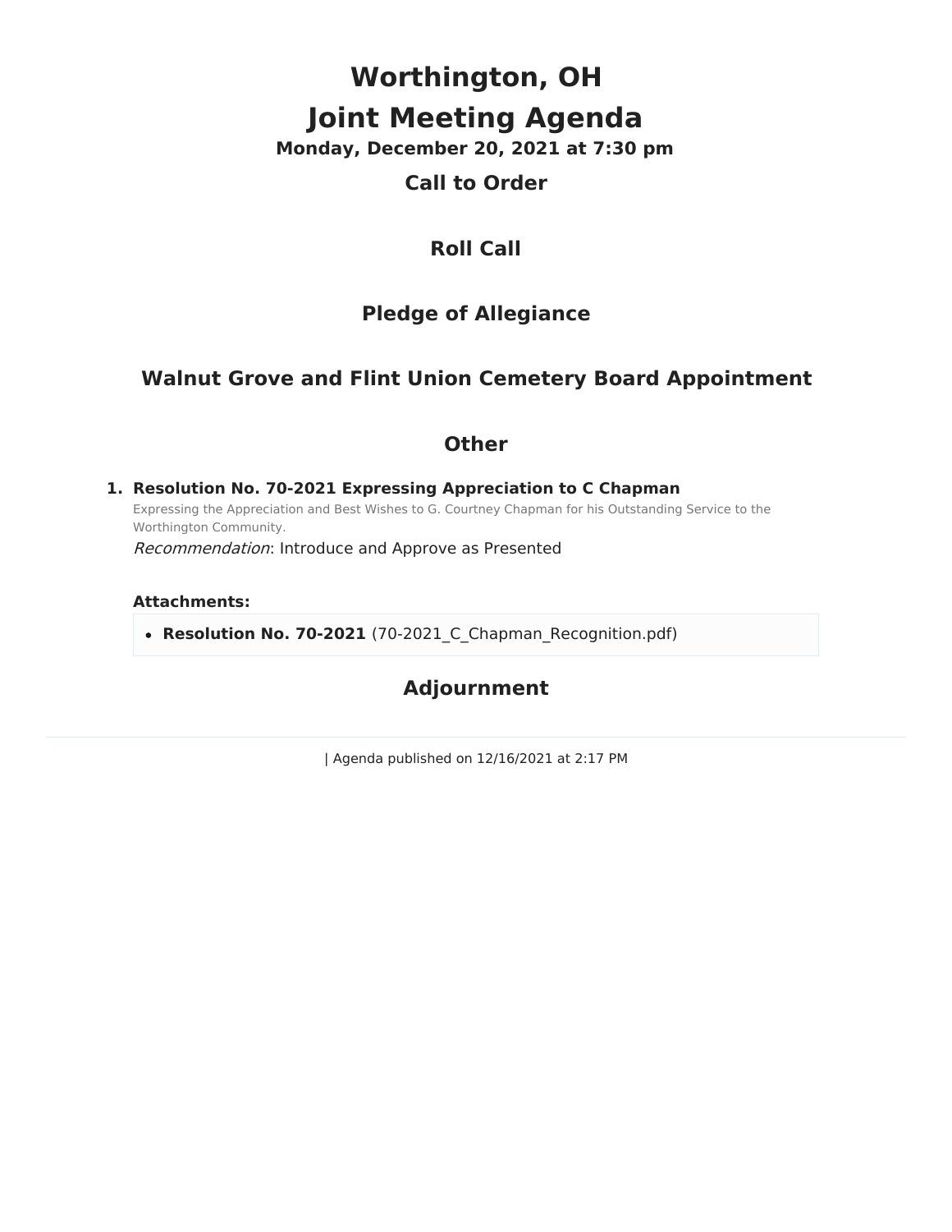# Worthington, OH

# Joint Meeting Agenda

### Monday, December 20, 2021 at 7:30 pm

## Call to Order

## Roll Call

## Pledge of Allegiance

## Walnut Grove and Flint Union Cemetery Board Appointment

## Other

1. **Resolution No. 70-2021 Expressing Appreciation to C Chapman**

   Expressing the Appreciation and Best Wishes to G. Courtney Chapman for his Outstanding Service to the Worthington Community.

   *Recommendation*: Introduce and Approve as Presented

   **Attachments:**

   - **Resolution No. 70-2021** (70-2021_C_Chapman_Recognition.pdf)

## Adjournment

| Agenda published on 12/16/2021 at 2:17 PM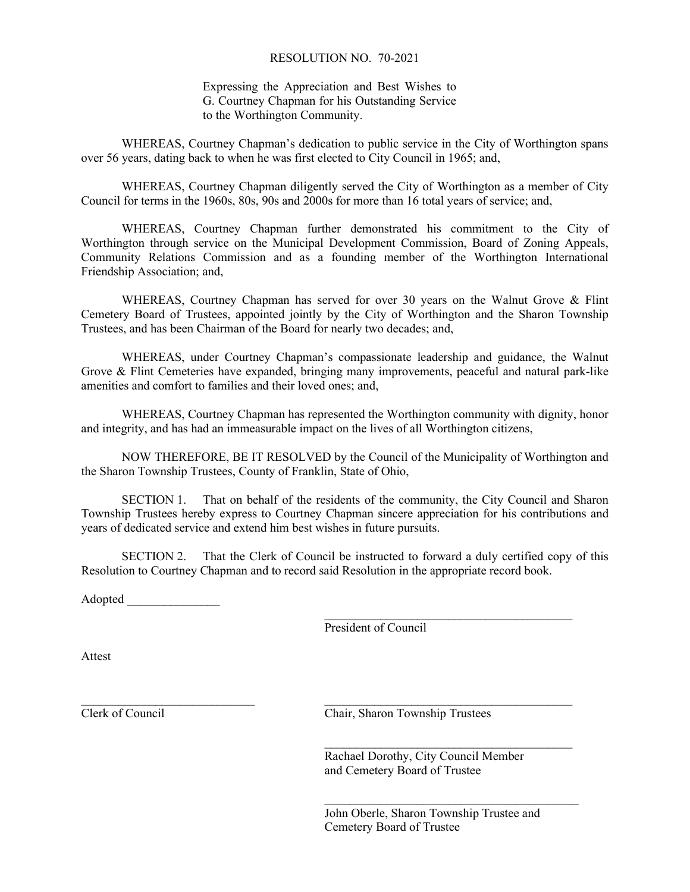RESOLUTION NO. 70-2021

Expressing the Appreciation and Best Wishes to G. Courtney Chapman for his Outstanding Service to the Worthington Community.

WHEREAS, Courtney Chapman's dedication to public service in the City of Worthington spans over 56 years, dating back to when he was first elected to City Council in 1965; and,

WHEREAS, Courtney Chapman diligently served the City of Worthington as a member of City Council for terms in the 1960s, 80s, 90s and 2000s for more than 16 total years of service; and,

WHEREAS, Courtney Chapman further demonstrated his commitment to the City of Worthington through service on the Municipal Development Commission, Board of Zoning Appeals, Community Relations Commission and as a founding member of the Worthington International Friendship Association; and,

WHEREAS, Courtney Chapman has served for over 30 years on the Walnut Grove & Flint Cemetery Board of Trustees, appointed jointly by the City of Worthington and the Sharon Township Trustees, and has been Chairman of the Board for nearly two decades; and,

WHEREAS, under Courtney Chapman's compassionate leadership and guidance, the Walnut Grove & Flint Cemeteries have expanded, bringing many improvements, peaceful and natural park-like amenities and comfort to families and their loved ones; and,

WHEREAS, Courtney Chapman has represented the Worthington community with dignity, honor and integrity, and has had an immeasurable impact on the lives of all Worthington citizens,

NOW THEREFORE, BE IT RESOLVED by the Council of the Municipality of Worthington and the Sharon Township Trustees, County of Franklin, State of Ohio,

SECTION 1. That on behalf of the residents of the community, the City Council and Sharon Township Trustees hereby express to Courtney Chapman sincere appreciation for his contributions and years of dedicated service and extend him best wishes in future pursuits.

SECTION 2. That the Clerk of Council be instructed to forward a duly certified copy of this Resolution to Courtney Chapman and to record said Resolution in the appropriate record book.

Adopted _______________

_________________________________________
President of Council

Attest

_____________________________
Clerk of Council

_________________________________________
Chair, Sharon Township Trustees

_________________________________________
Rachael Dorothy, City Council Member
and Cemetery Board of Trustee

_________________________________________
John Oberle, Sharon Township Trustee and
Cemetery Board of Trustee